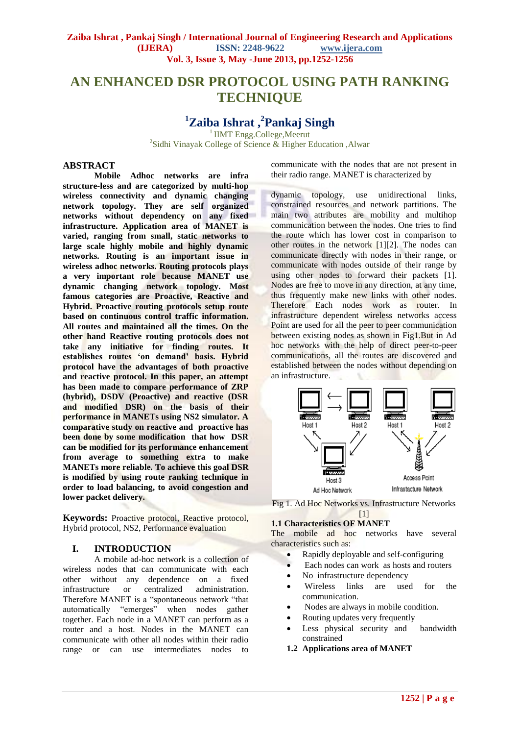# AN ENHANCED DSR PROTOCOL USING PATH RANKING TECHNIQUE

**[1]Zaiba Ishrat ,[2]Pankaj Singh**

[1] IIMT Engg.College,Meerut
[2]Sidhi Vinayak College of Science & Higher Education ,Alwar

## ABSTRACT

**Mobile Adhoc networks are infra structure-less and are categorized by multi-hop wireless connectivity and dynamic changing network topology. They are self organized networks without dependency on any fixed infrastructure. Application area of MANET is varied, ranging from small, static networks to large scale highly mobile and highly dynamic networks. Routing is an important issue in wireless adhoc networks. Routing protocols plays a very important role because MANET use dynamic changing network topology. Most famous categories are Proactive, Reactive and Hybrid. Proactive routing protocols setup route based on continuous control traffic information. All routes and maintained all the times. On the other hand Reactive routing protocols does not take any initiative for finding routes. It establishes routes 'on demand' basis. Hybrid protocol have the advantages of both proactive and reactive protocol. In this paper, an attempt has been made to compare performance of ZRP (hybrid), DSDV (Proactive) and reactive (DSR and modified DSR) on the basis of their performance in MANETs using NS2 simulator. A comparative study on reactive and proactive has been done by some modification that how DSR can be modified for its performance enhancement from average to something extra to make MANETs more reliable. To achieve this goal DSR is modified by using route ranking technique in order to load balancing, to avoid congestion and lower packet delivery.**

**Keywords:** Proactive protocol, Reactive protocol, Hybrid protocol, NS2, Performance evaluation

## I. INTRODUCTION

A mobile ad-hoc network is a collection of wireless nodes that can communicate with each other without any dependence on a fixed infrastructure or centralized administration. Therefore MANET is a "spontaneous network "that automatically "emerges" when nodes gather together. Each node in a MANET can perform as a router and a host. Nodes in the MANET can communicate with other all nodes within their radio range or can use intermediates nodes to communicate with the nodes that are not present in their radio range. MANET is characterized by

dynamic topology, use unidirectional links, constrained resources and network partitions. The main two attributes are mobility and multihop communication between the nodes. One tries to find the route which has lower cost in comparison to other routes in the network [1][2]. The nodes can communicate directly with nodes in their range, or communicate with nodes outside of their range by using other nodes to forward their packets [1]. Nodes are free to move in any direction, at any time, thus frequently make new links with other nodes. Therefore Each nodes work as router. In infrastructure dependent wireless networks access Point are used for all the peer to peer communication between existing nodes as shown in Fig1.But in Ad hoc networks with the help of direct peer-to-peer communications, all the routes are discovered and established between the nodes without depending on an infrastructure.

Fig 1. Ad Hoc Networks vs. Infrastructure Networks [1]

### 1.1 Characteristics OF MANET

The mobile ad hoc networks have several characteristics such as:

- Rapidly deployable and self-configuring
- Each nodes can work as hosts and routers
- No infrastructure dependency
- Wireless links are used for the communication.
- Nodes are always in mobile condition.
- Routing updates very frequently
- Less physical security and bandwidth constrained

### 1.2 Applications area of MANET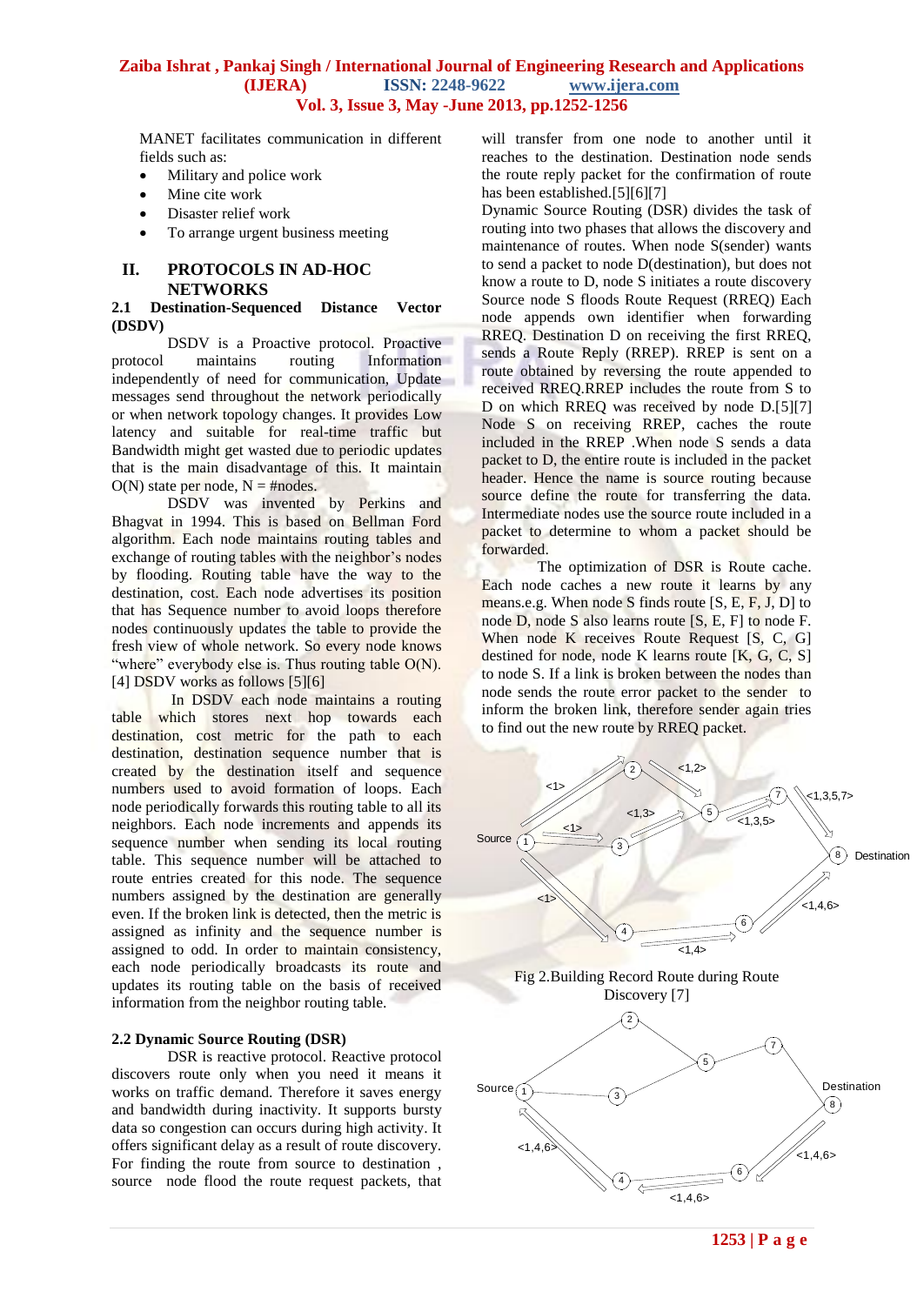MANET facilitates communication in different fields such as:

- Military and police work
- Mine cite work
- Disaster relief work
- To arrange urgent business meeting

## II. PROTOCOLS IN AD-HOC NETWORKS

### 2.1 Destination-Sequenced Distance Vector (DSDV)

DSDV is a Proactive protocol. Proactive protocol maintains routing Information independently of need for communication, Update messages send throughout the network periodically or when network topology changes. It provides Low latency and suitable for real-time traffic but Bandwidth might get wasted due to periodic updates that is the main disadvantage of this. It maintain O(N) state per node, N = #nodes.

DSDV was invented by Perkins and Bhagvat in 1994. This is based on Bellman Ford algorithm. Each node maintains routing tables and exchange of routing tables with the neighbor's nodes by flooding. Routing table have the way to the destination, cost. Each node advertises its position that has Sequence number to avoid loops therefore nodes continuously updates the table to provide the fresh view of whole network. So every node knows "where" everybody else is. Thus routing table O(N).[4] DSDV works as follows [5][6]

In DSDV each node maintains a routing table which stores next hop towards each destination, cost metric for the path to each destination, destination sequence number that is created by the destination itself and sequence numbers used to avoid formation of loops. Each node periodically forwards this routing table to all its neighbors. Each node increments and appends its sequence number when sending its local routing table. This sequence number will be attached to route entries created for this node. The sequence numbers assigned by the destination are generally even. If the broken link is detected, then the metric is assigned as infinity and the sequence number is assigned to odd. In order to maintain consistency, each node periodically broadcasts its route and updates its routing table on the basis of received information from the neighbor routing table.

### 2.2 Dynamic Source Routing (DSR)

DSR is reactive protocol. Reactive protocol discovers route only when you need it means it works on traffic demand. Therefore it saves energy and bandwidth during inactivity. It supports bursty data so congestion can occurs during high activity. It offers significant delay as a result of route discovery. For finding the route from source to destination , source node flood the route request packets, that will transfer from one node to another until it reaches to the destination. Destination node sends the route reply packet for the confirmation of route has been established.[5][6][7]

Dynamic Source Routing (DSR) divides the task of routing into two phases that allows the discovery and maintenance of routes. When node S(sender) wants to send a packet to node D(destination), but does not know a route to D, node S initiates a route discovery Source node S floods Route Request (RREQ) Each node appends own identifier when forwarding RREQ. Destination D on receiving the first RREQ, sends a Route Reply (RREP). RREP is sent on a route obtained by reversing the route appended to received RREQ.RREP includes the route from S to D on which RREQ was received by node D.[5][7]

Node S on receiving RREP, caches the route included in the RREP .When node S sends a data packet to D, the entire route is included in the packet header. Hence the name is source routing because source define the route for transferring the data. Intermediate nodes use the source route included in a packet to determine to whom a packet should be forwarded.

The optimization of DSR is Route cache. Each node caches a new route it learns by any means.e.g. When node S finds route [S, E, F, J, D] to node D, node S also learns route [S, E, F] to node F. When node K receives Route Request [S, C, G] destined for node, node K learns route [K, G, C, S] to node S. If a link is broken between the nodes than node sends the route error packet to the sender to inform the broken link, therefore sender again tries to find out the new route by RREQ packet.

Fig 2.Building Record Route during Route Discovery [7]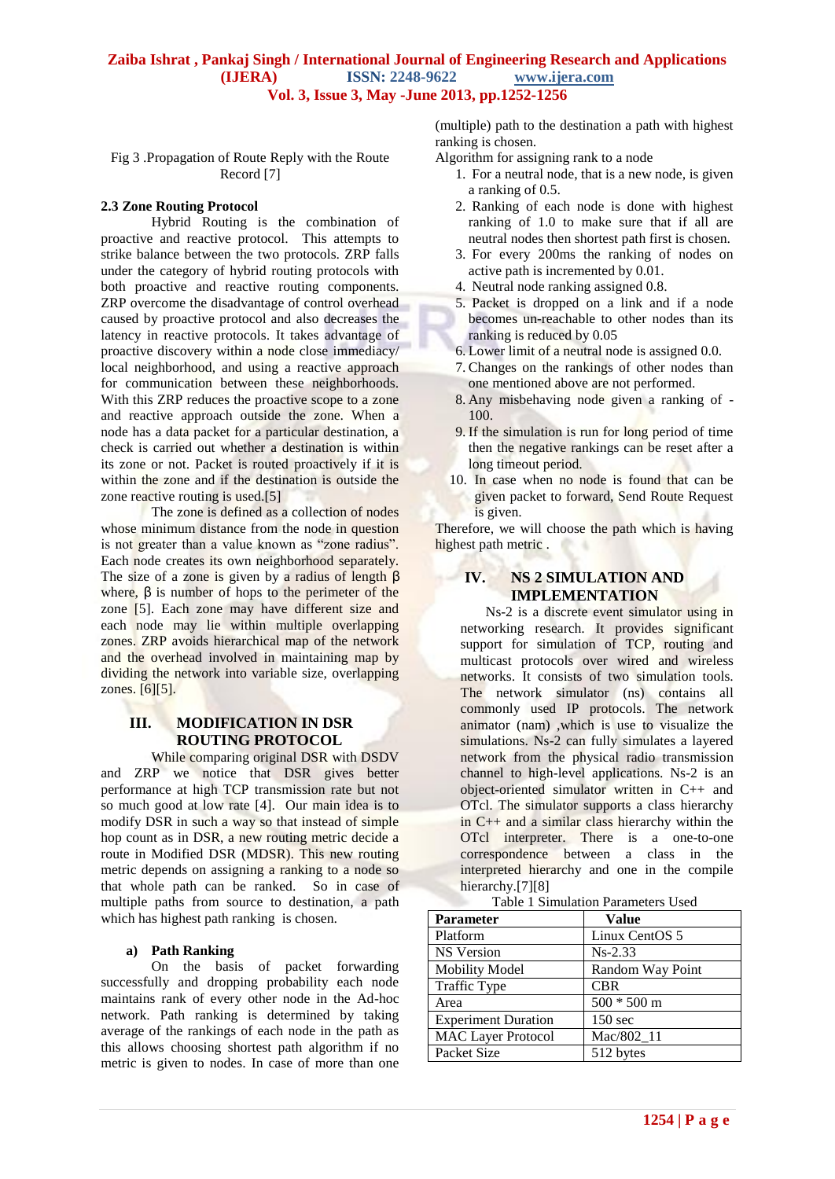Fig 3 .Propagation of Route Reply with the Route Record [7]

### 2.3 Zone Routing Protocol

Hybrid Routing is the combination of proactive and reactive protocol. This attempts to strike balance between the two protocols. ZRP falls under the category of hybrid routing protocols with both proactive and reactive routing components. ZRP overcome the disadvantage of control overhead caused by proactive protocol and also decreases the latency in reactive protocols. It takes advantage of proactive discovery within a node close immediacy/ local neighborhood, and using a reactive approach for communication between these neighborhoods. With this ZRP reduces the proactive scope to a zone and reactive approach outside the zone. When a node has a data packet for a particular destination, a check is carried out whether a destination is within its zone or not. Packet is routed proactively if it is within the zone and if the destination is outside the zone reactive routing is used.[5]

The zone is defined as a collection of nodes whose minimum distance from the node in question is not greater than a value known as "zone radius". Each node creates its own neighborhood separately. The size of a zone is given by a radius of length β where, β is number of hops to the perimeter of the zone [5]. Each zone may have different size and each node may lie within multiple overlapping zones. ZRP avoids hierarchical map of the network and the overhead involved in maintaining map by dividing the network into variable size, overlapping zones. [6][5].

## III. MODIFICATION IN DSR ROUTING PROTOCOL

While comparing original DSR with DSDV and ZRP we notice that DSR gives better performance at high TCP transmission rate but not so much good at low rate [4]. Our main idea is to modify DSR in such a way so that instead of simple hop count as in DSR, a new routing metric decide a route in Modified DSR (MDSR). This new routing metric depends on assigning a ranking to a node so that whole path can be ranked. So in case of multiple paths from source to destination, a path which has highest path ranking is chosen.

#### a) Path Ranking

On the basis of packet forwarding successfully and dropping probability each node maintains rank of every other node in the Ad-hoc network. Path ranking is determined by taking average of the rankings of each node in the path as this allows choosing shortest path algorithm if no metric is given to nodes. In case of more than one (multiple) path to the destination a path with highest ranking is chosen.

Algorithm for assigning rank to a node

1. For a neutral node, that is a new node, is given a ranking of 0.5.
2. Ranking of each node is done with highest ranking of 1.0 to make sure that if all are neutral nodes then shortest path first is chosen.
3. For every 200ms the ranking of nodes on active path is incremented by 0.01.
4. Neutral node ranking assigned 0.8.
5. Packet is dropped on a link and if a node becomes un-reachable to other nodes than its ranking is reduced by 0.05
6. Lower limit of a neutral node is assigned 0.0.
7. Changes on the rankings of other nodes than one mentioned above are not performed.
8. Any misbehaving node given a ranking of -100.
9. If the simulation is run for long period of time then the negative rankings can be reset after a long timeout period.
10. In case when no node is found that can be given packet to forward, Send Route Request is given.

Therefore, we will choose the path which is having highest path metric .

## IV. NS 2 SIMULATION AND IMPLEMENTATION

Ns-2 is a discrete event simulator using in networking research. It provides significant support for simulation of TCP, routing and multicast protocols over wired and wireless networks. It consists of two simulation tools. The network simulator (ns) contains all commonly used IP protocols. The network animator (nam) ,which is use to visualize the simulations. Ns-2 can fully simulates a layered network from the physical radio transmission channel to high-level applications. Ns-2 is an object-oriented simulator written in C++ and OTcl. The simulator supports a class hierarchy in C++ and a similar class hierarchy within the OTcl interpreter. There is a one-to-one correspondence between a class in the interpreted hierarchy and one in the compile hierarchy.[7][8]

Table 1 Simulation Parameters Used

| Parameter | Value |
|---|---|
| Platform | Linux CentOS 5 |
| NS Version | Ns-2.33 |
| Mobility Model | Random Way Point |
| Traffic Type | CBR |
| Area | 500 * 500 m |
| Experiment Duration | 150 sec |
| MAC Layer Protocol | Mac/802_11 |
| Packet Size | 512 bytes |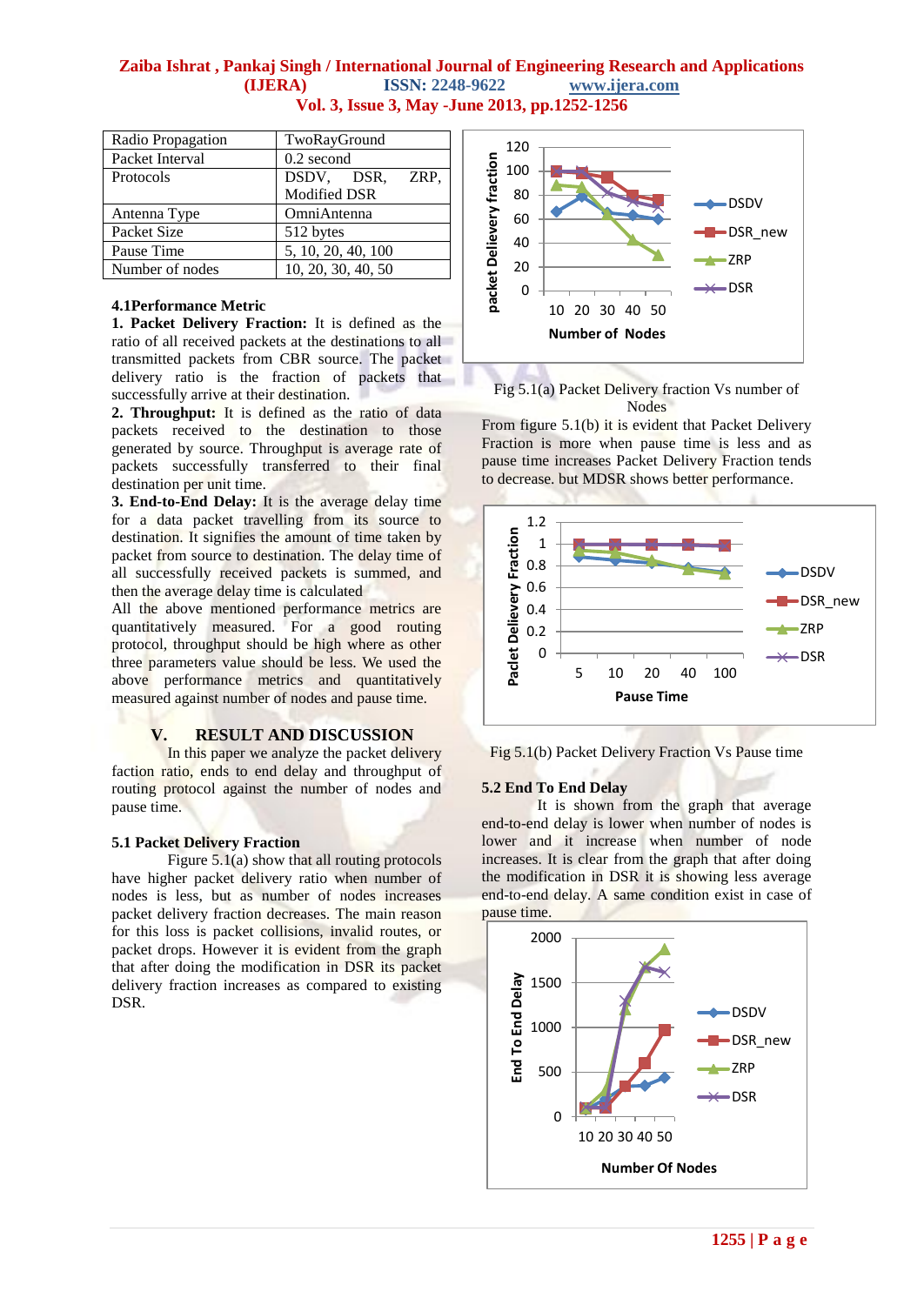| Radio Propagation | TwoRayGround |
| --- | --- |
| Packet Interval | 0.2 second |
| Protocols | DSDV, DSR, ZRP, Modified DSR |
| Antenna Type | OmniAntenna |
| Packet Size | 512 bytes |
| Pause Time | 5, 10, 20, 40, 100 |
| Number of nodes | 10, 20, 30, 40, 50 |

### 4.1Performance Metric

**1. Packet Delivery Fraction:** It is defined as the ratio of all received packets at the destinations to all transmitted packets from CBR source. The packet delivery ratio is the fraction of packets that successfully arrive at their destination.

**2. Throughput:** It is defined as the ratio of data packets received to the destination to those generated by source. Throughput is average rate of packets successfully transferred to their final destination per unit time.

**3. End-to-End Delay:** It is the average delay time for a data packet travelling from its source to destination. It signifies the amount of time taken by packet from source to destination. The delay time of all successfully received packets is summed, and then the average delay time is calculated

All the above mentioned performance metrics are quantitatively measured. For a good routing protocol, throughput should be high where as other three parameters value should be less. We used the above performance metrics and quantitatively measured against number of nodes and pause time.

## V. RESULT AND DISCUSSION

In this paper we analyze the packet delivery faction ratio, ends to end delay and throughput of routing protocol against the number of nodes and pause time.

### 5.1 Packet Delivery Fraction

Figure 5.1(a) show that all routing protocols have higher packet delivery ratio when number of nodes is less, but as number of nodes increases packet delivery fraction decreases. The main reason for this loss is packet collisions, invalid routes, or packet drops. However it is evident from the graph that after doing the modification in DSR its packet delivery fraction increases as compared to existing DSR.

Fig 5.1(a) Packet Delivery fraction Vs number of Nodes

From figure 5.1(b) it is evident that Packet Delivery Fraction is more when pause time is less and as pause time increases Packet Delivery Fraction tends to decrease. but MDSR shows better performance.

Fig 5.1(b) Packet Delivery Fraction Vs Pause time

### 5.2 End To End Delay

It is shown from the graph that average end-to-end delay is lower when number of nodes is lower and it increase when number of node increases. It is clear from the graph that after doing the modification in DSR it is showing less average end-to-end delay. A same condition exist in case of pause time.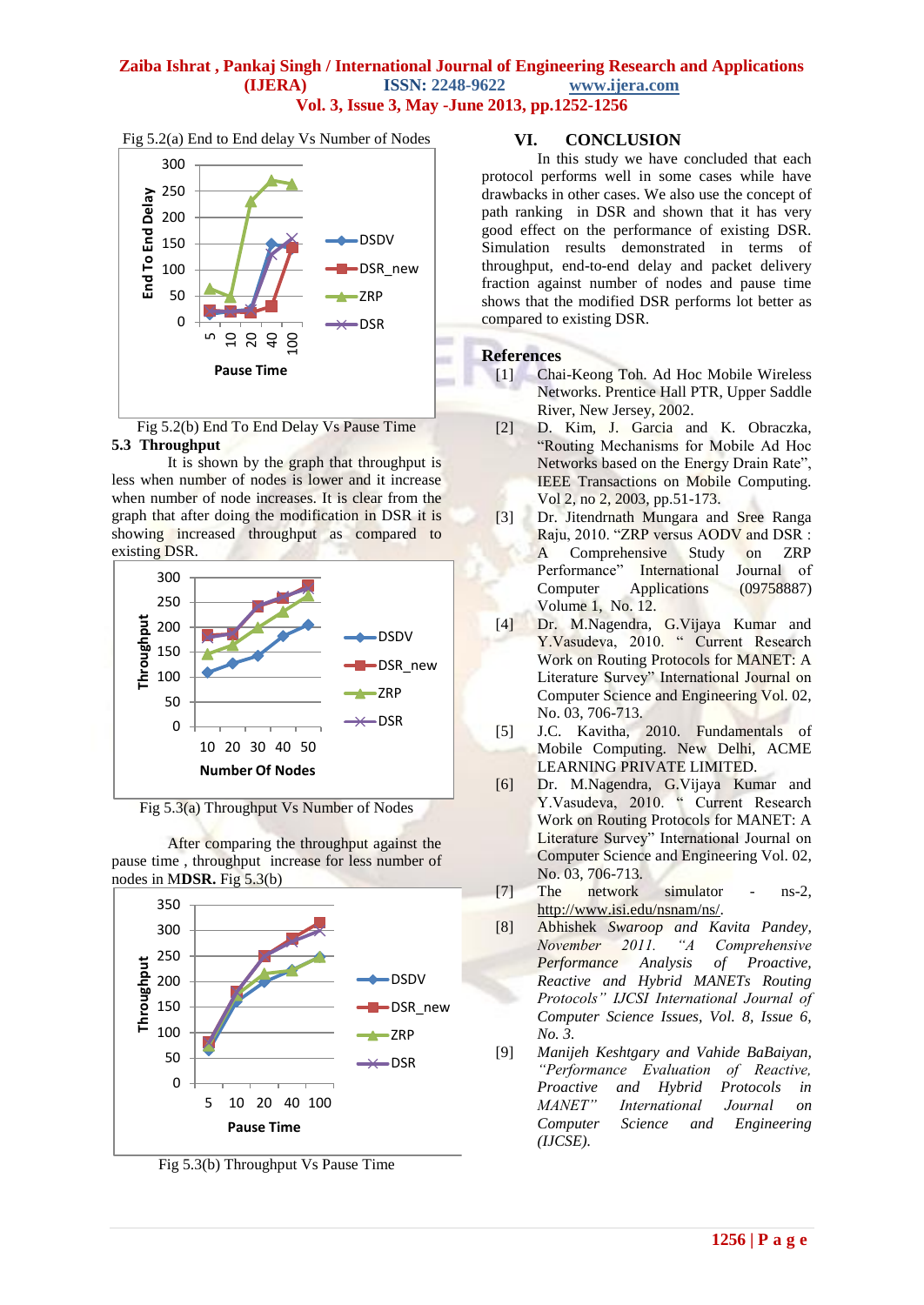Fig 5.2(a) End to End delay Vs Number of Nodes

300
250
200
150
100
50
0
End To End Delay
5 10 20 40 100
Pause Time
DSDV
DSR_new
ZRP
DSR

Fig 5.2(b) End To End Delay Vs Pause Time

### 5.3 Throughput

It is shown by the graph that throughput is less when number of nodes is lower and it increase when number of node increases. It is clear from the graph that after doing the modification in DSR it is showing increased throughput as compared to existing DSR.

300
250
200
150
100
50
0
Throughput
10 20 30 40 50
Number Of Nodes
DSDV
DSR_new
ZRP
DSR

Fig 5.3(a) Throughput Vs Number of Nodes

After comparing the throughput against the pause time , throughput increase for less number of nodes in M**DSR.** Fig 5.3(b)

350
300
250
200
150
100
50
0
Throughput
5 10 20 40 100
Pause Time
DSDV
DSR_new
ZRP
DSR

Fig 5.3(b) Throughput Vs Pause Time

## VI. CONCLUSION

In this study we have concluded that each protocol performs well in some cases while have drawbacks in other cases. We also use the concept of path ranking in DSR and shown that it has very good effect on the performance of existing DSR. Simulation results demonstrated in terms of throughput, end-to-end delay and packet delivery fraction against number of nodes and pause time shows that the modified DSR performs lot better as compared to existing DSR.

## References

[1] Chai-Keong Toh. Ad Hoc Mobile Wireless Networks. Prentice Hall PTR, Upper Saddle River, New Jersey, 2002.

[2] D. Kim, J. Garcia and K. Obraczka, "Routing Mechanisms for Mobile Ad Hoc Networks based on the Energy Drain Rate", IEEE Transactions on Mobile Computing. Vol 2, no 2, 2003, pp.51-173.

[3] Dr. Jitendrnath Mungara and Sree Ranga Raju, 2010. "ZRP versus AODV and DSR : A Comprehensive Study on ZRP Performance" International Journal of Computer Applications (09758887) Volume 1, No. 12.

[4] Dr. M.Nagendra, G.Vijaya Kumar and Y.Vasudeva, 2010. " Current Research Work on Routing Protocols for MANET: A Literature Survey" International Journal on Computer Science and Engineering Vol. 02, No. 03, 706-713.

[5] J.C. Kavitha, 2010. Fundamentals of Mobile Computing. New Delhi, ACME LEARNING PRIVATE LIMITED.

[6] Dr. M.Nagendra, G.Vijaya Kumar and Y.Vasudeva, 2010. " Current Research Work on Routing Protocols for MANET: A Literature Survey" International Journal on Computer Science and Engineering Vol. 02, No. 03, 706-713.

[7] The network simulator - ns-2, http://www.isi.edu/nsnam/ns/.

[8] Abhishek *Swaroop and Kavita Pandey, November 2011. "A Comprehensive Performance Analysis of Proactive, Reactive and Hybrid MANETs Routing Protocols" IJCSI International Journal of Computer Science Issues, Vol. 8, Issue 6, No. 3.*

[9] *Manijeh Keshtgary and Vahide BaBaiyan, "Performance Evaluation of Reactive, Proactive and Hybrid Protocols in MANET" International Journal on Computer Science and Engineering (IJCSE).*